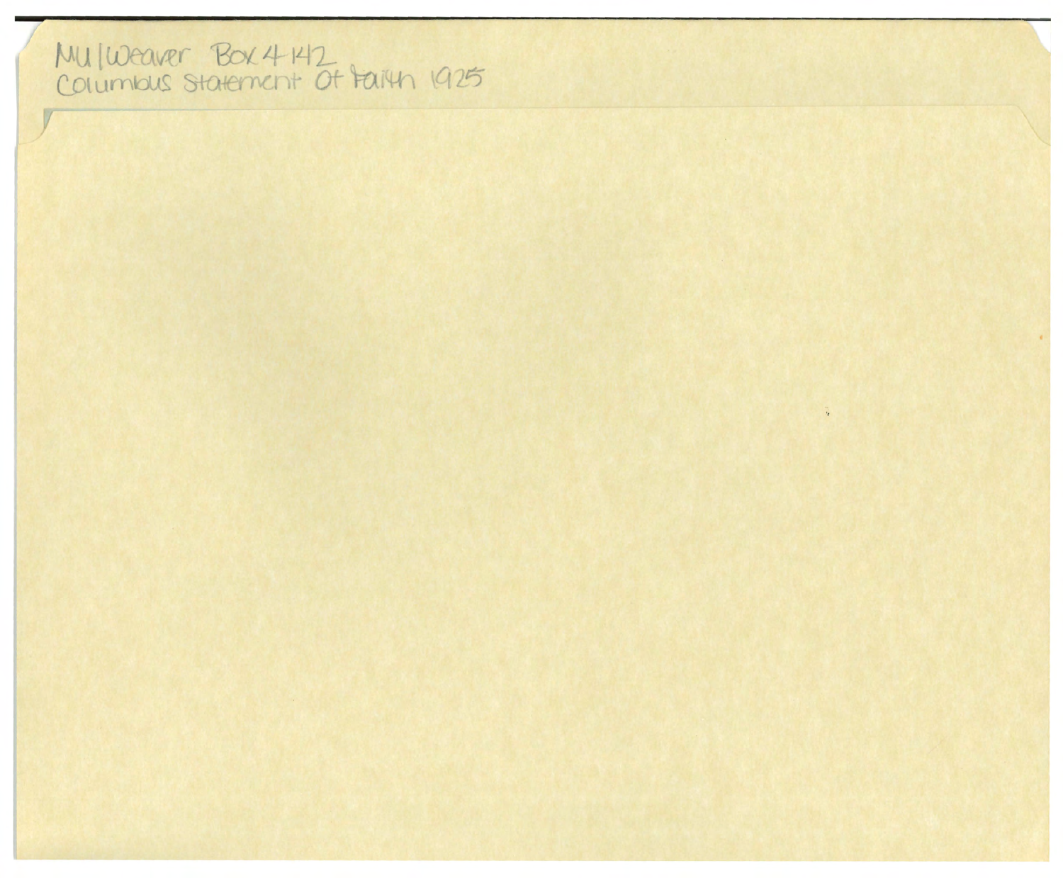MU|Weaver Box 4 142
Columbus Statement Of Faith 1925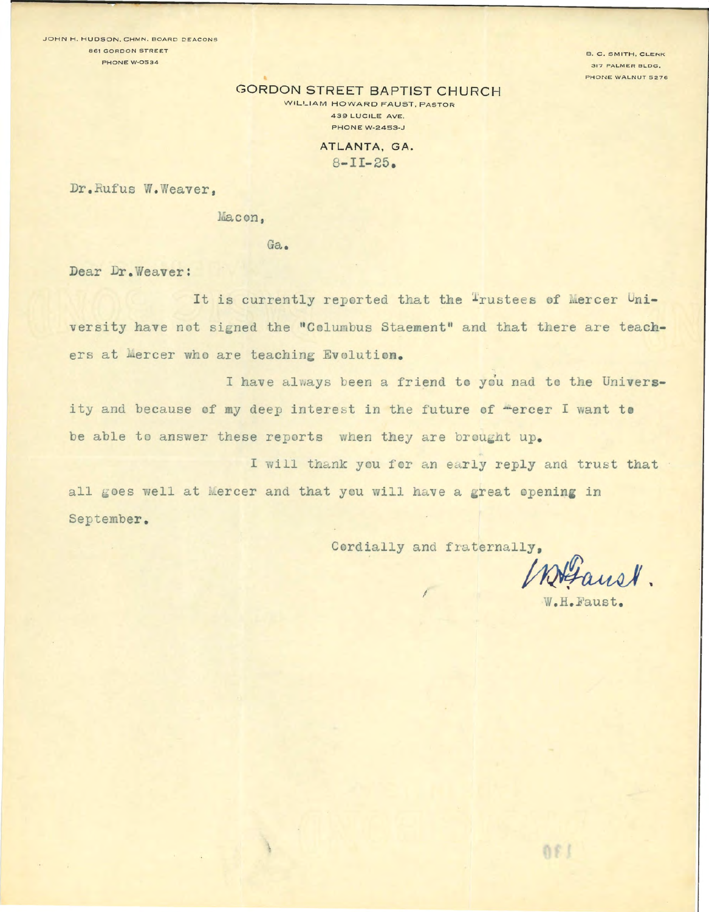JOHN H. HUDSON, CHMN. BOARD DEACONS
861 GORDON STREET
PHONE W-0534

B. C. SMITH, CLERK
317 PALMER BLDG.
PHONE WALNUT 5276

# GORDON STREET BAPTIST CHURCH

WILLIAM HOWARD FAUST, PASTOR
439 LUCILE AVE.
PHONE W-2453-J

ATLANTA, GA.
8-II-25.

Dr.Rufus W.Weaver,

Macon,

Ga.

Dear Dr.Weaver:

It is currently reported that the Trustees of Mercer University have not signed the "Columbus Staement" and that there are teachers at Mercer who are teaching Evolution.

I have always been a friend to you nad to the University and because of my deep interest in the future of Mercer I want to be able to answer these reports when they are brought up.

I will thank you for an early reply and trust that all goes well at Mercer and that you will have a great opening in September.

Cordially and fraternally,

W.H.Faust.

W.H.Faust.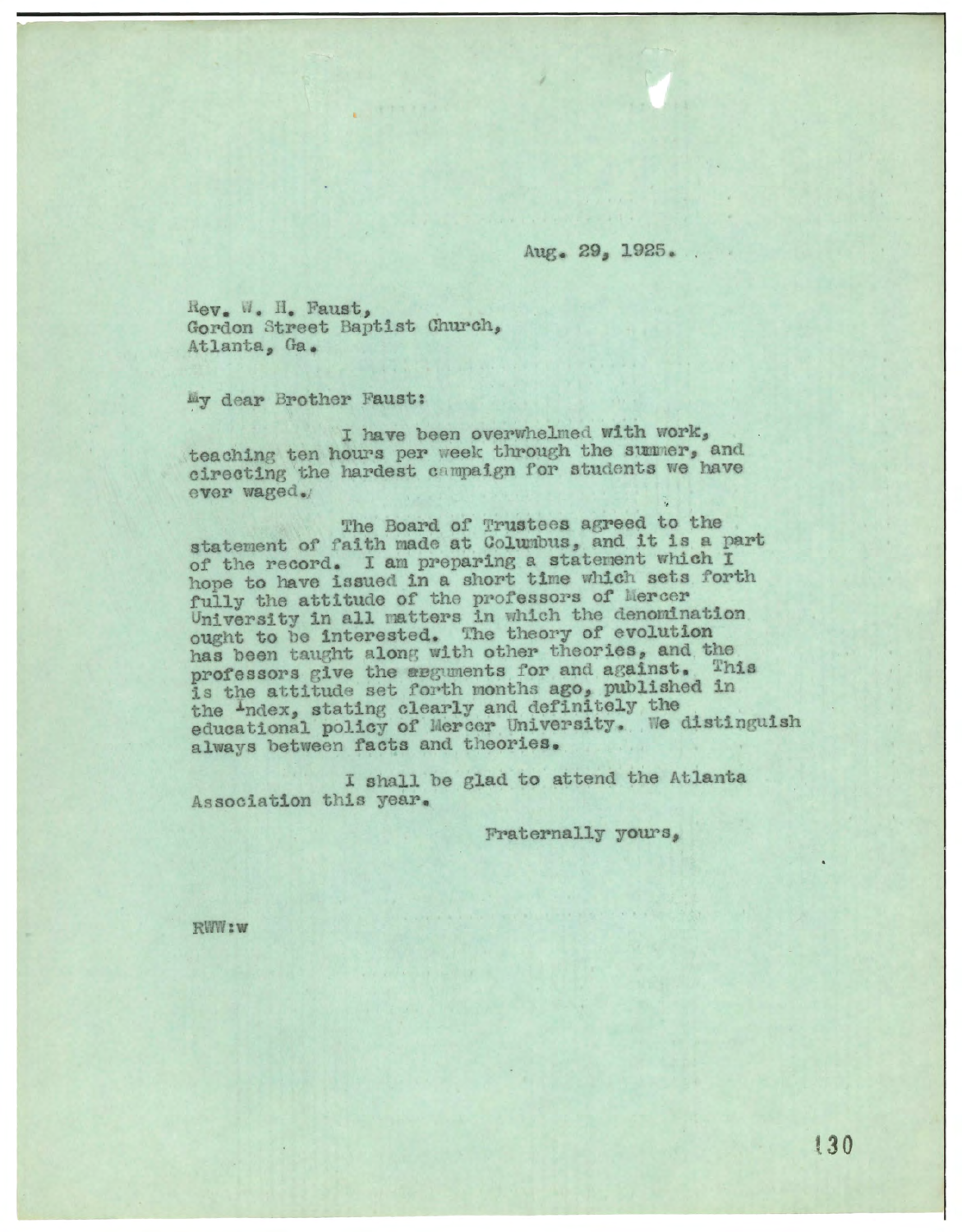Aug. 29, 1925.

Rev. W. H. Faust,
Gordon Street Baptist Church,
Atlanta, Ga.

My dear Brother Faust:

I have been overwhelmed with work, teaching ten hours per week through the summer, and directing the hardest campaign for students we have ever waged.

The Board of Trustees agreed to the statement of faith made at Columbus, and it is a part of the record. I am preparing a statement which I hope to have issued in a short time which sets forth fully the attitude of the professors of Mercer University in all matters in which the denomination ought to be interested. The theory of evolution has been taught along with other theories, and the professors give the arguments for and against. This is the attitude set forth months ago, published in the Index, stating clearly and definitely the educational policy of Mercer University. We distinguish always between facts and theories.

I shall be glad to attend the Atlanta Association this year.

Fraternally yours,

RWW:w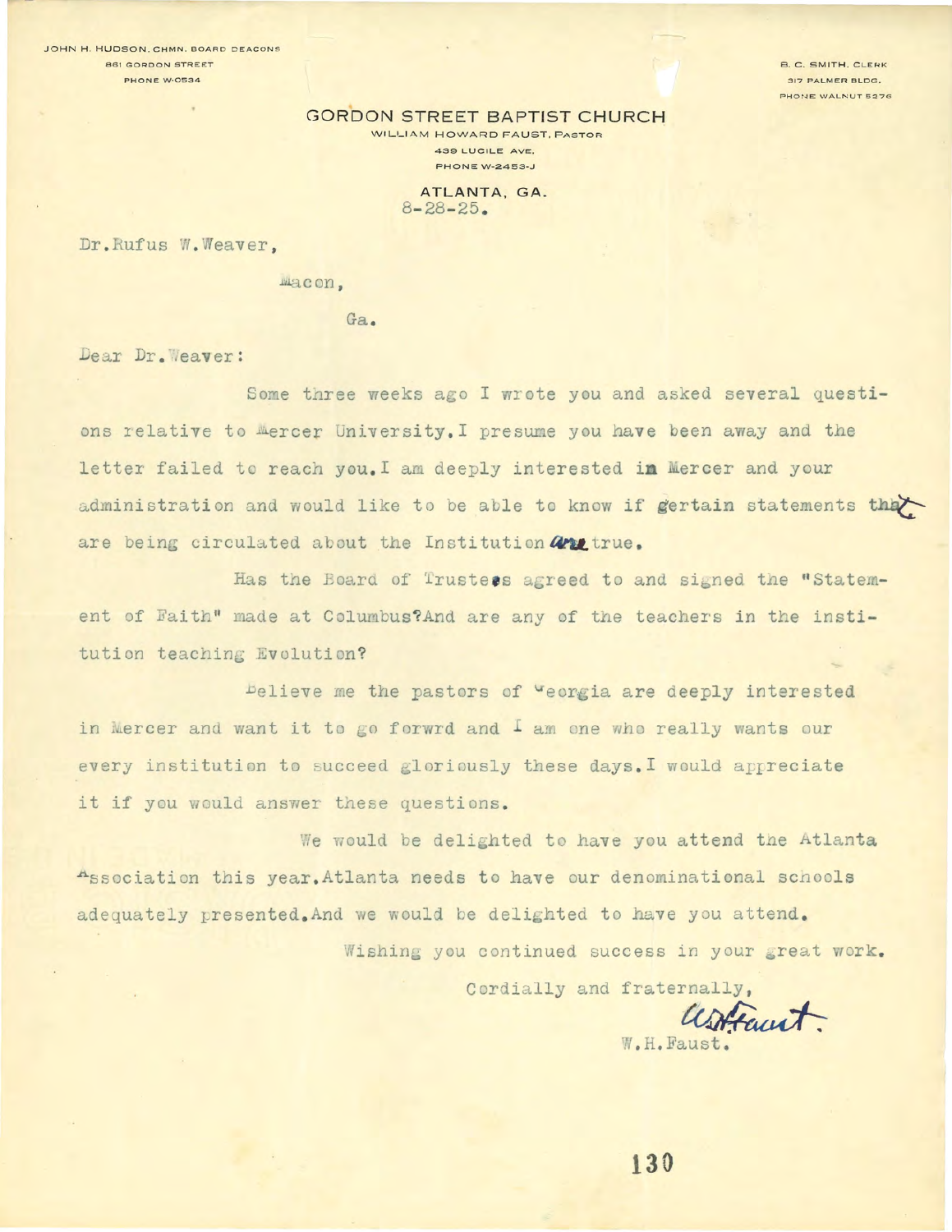JOHN H. HUDSON, CHMN. BOARD DEACONS
861 GORDON STREET
PHONE W-0534

B. C. SMITH, CLERK
317 PALMER BLDG.
PHONE WALNUT 5276

# GORDON STREET BAPTIST CHURCH

WILLIAM HOWARD FAUST, PASTOR
439 LUCILE AVE.
PHONE W-2453-J

ATLANTA, GA.
8-28-25.

Dr. Rufus W. Weaver,

Macon,

Ga.

Dear Dr. Weaver:

Some three weeks ago I wrote you and asked several questions relative to Mercer University. I presume you have been away and the letter failed to reach you. I am deeply interested in Mercer and your administration and would like to be able to know if certain statements that are being circulated about the Institution are true.

Has the Board of Trustees agreed to and signed the "Statement of Faith" made at Columbus? And are any of the teachers in the institution teaching Evolution?

Believe me the pastors of Georgia are deeply interested in Mercer and want it to go forwrd and I am one who really wants our every institution to succeed gloriously these days. I would appreciate it if you would answer these questions.

We would be delighted to have you attend the Atlanta Association this year. Atlanta needs to have our denominational schools adequately presented. And we would be delighted to have you attend.

Wishing you continued success in your great work.

Cordially and fraternally,

W.H.Faust

W.H.Faust.